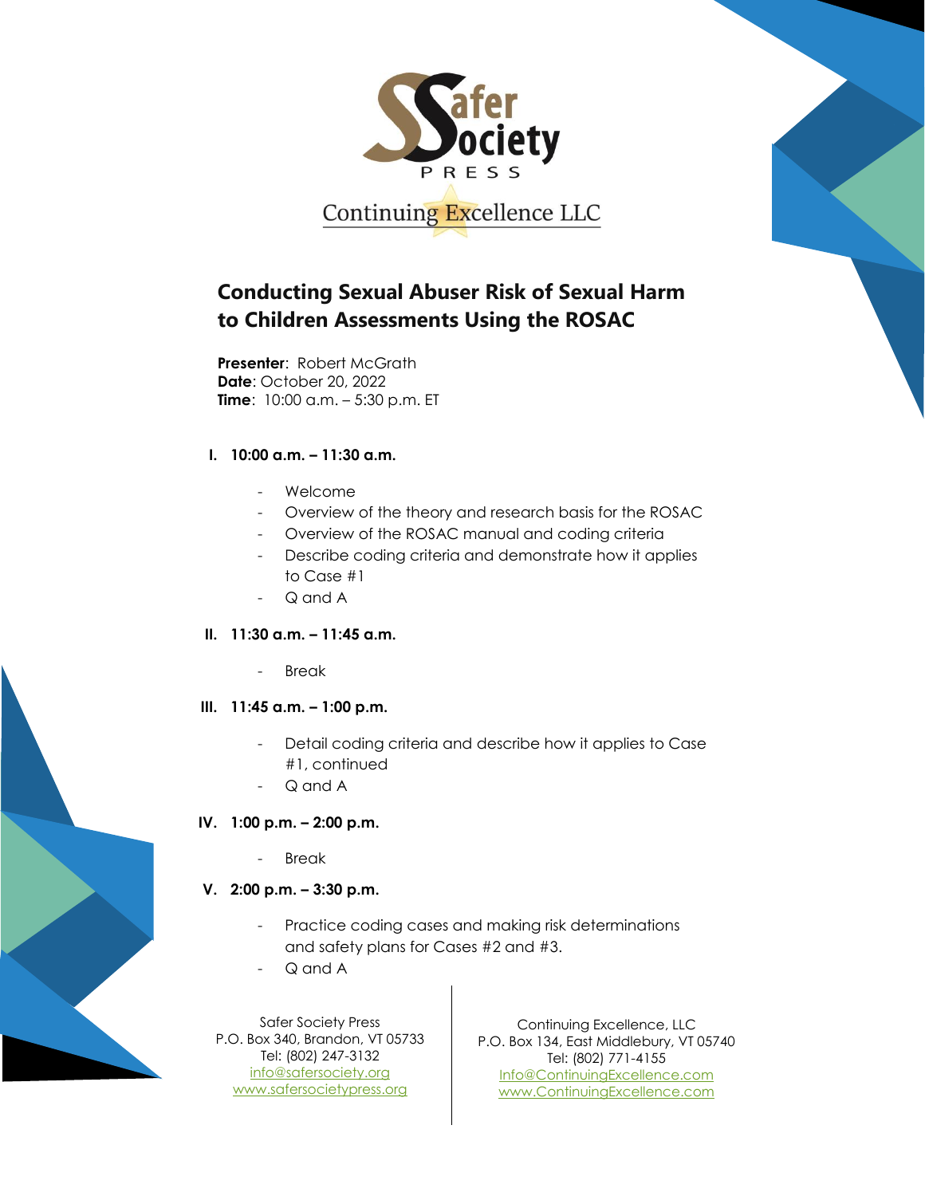Safer Society PRESS

Continuing Excellence LLC

# Conducting Sexual Abuser Risk of Sexual Harm to Children Assessments Using the ROSAC

**Presenter**: Robert McGrath
**Date**: October 20, 2022
**Time**: 10:00 a.m. – 5:30 p.m. ET

**I. 10:00 a.m. – 11:30 a.m.**

- Welcome
- Overview of the theory and research basis for the ROSAC
- Overview of the ROSAC manual and coding criteria
- Describe coding criteria and demonstrate how it applies to Case #1
- Q and A

**II. 11:30 a.m. – 11:45 a.m.**

- Break

**III. 11:45 a.m. – 1:00 p.m.**

- Detail coding criteria and describe how it applies to Case #1, continued
- Q and A

**IV. 1:00 p.m. – 2:00 p.m.**

- Break

**V. 2:00 p.m. – 3:30 p.m.**

- Practice coding cases and making risk determinations and safety plans for Cases #2 and #3.
- Q and A

Safer Society Press
P.O. Box 340, Brandon, VT 05733
Tel: (802) 247-3132
info@safersociety.org
www.safersocietypress.org

Continuing Excellence, LLC
P.O. Box 134, East Middlebury, VT 05740
Tel: (802) 771-4155
Info@ContinuingExcellence.com
www.ContinuingExcellence.com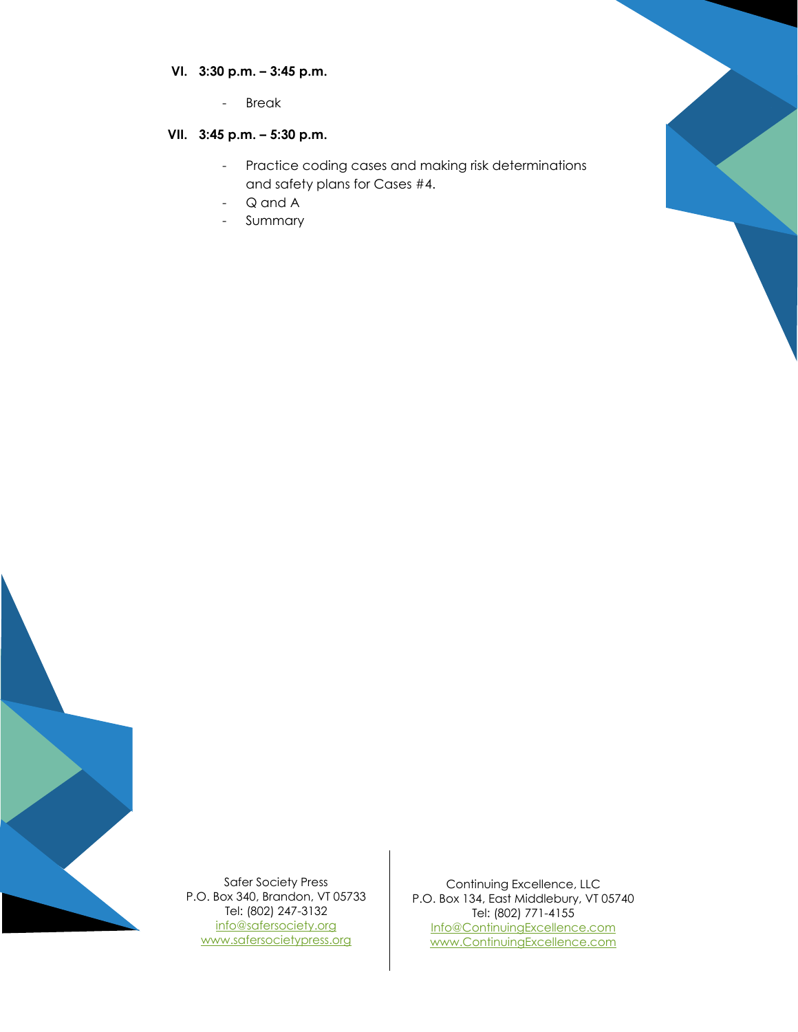**VI. 3:30 p.m. – 3:45 p.m.**

- Break

**VII. 3:45 p.m. – 5:30 p.m.**

- Practice coding cases and making risk determinations and safety plans for Cases #4.
- Q and A
- Summary

Safer Society Press
P.O. Box 340, Brandon, VT 05733
Tel: (802) 247-3132
info@safersociety.org
www.safersocietypress.org

Continuing Excellence, LLC
P.O. Box 134, East Middlebury, VT 05740
Tel: (802) 771-4155
Info@ContinuingExcellence.com
www.ContinuingExcellence.com